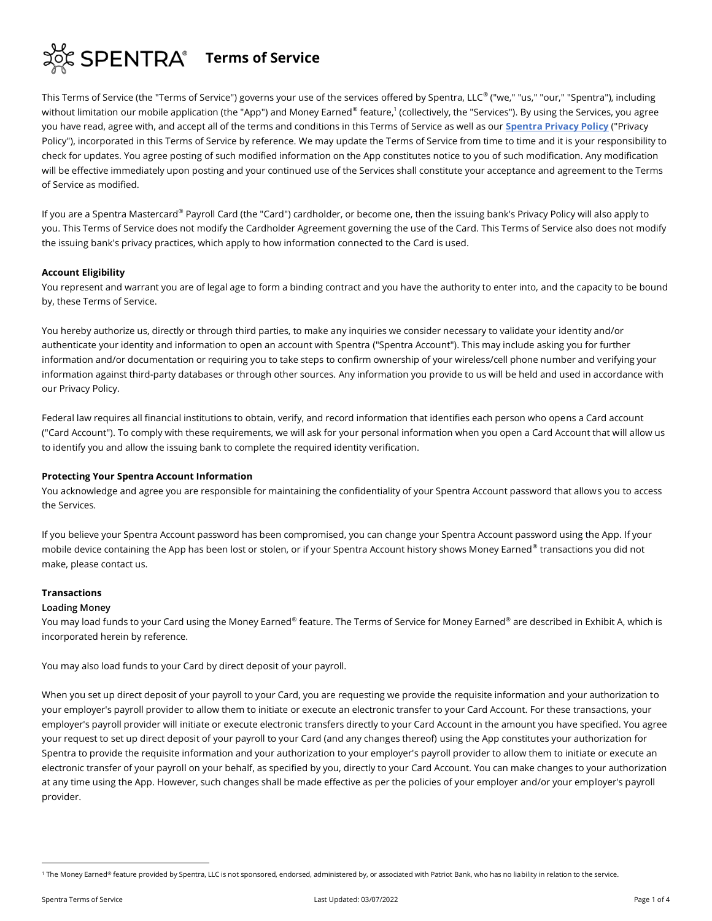# SPENTRA® Terms of Service

This Terms of Service (the "Terms of Service") governs your use of the services offered by Spentra, LLC® ("we," "us," "our," "Spentra"), including without limitation our mobile application (the "App") and Money Earned® feature,[1] (collectively, the "Services"). By using the Services, you agree you have read, agree with, and accept all of the terms and conditions in this Terms of Service as well as our **Spentra Privacy Policy** ("Privacy Policy"), incorporated in this Terms of Service by reference. We may update the Terms of Service from time to time and it is your responsibility to check for updates. You agree posting of such modified information on the App constitutes notice to you of such modification. Any modification will be effective immediately upon posting and your continued use of the Services shall constitute your acceptance and agreement to the Terms of Service as modified.

If you are a Spentra Mastercard® Payroll Card (the "Card") cardholder, or become one, then the issuing bank's Privacy Policy will also apply to you. This Terms of Service does not modify the Cardholder Agreement governing the use of the Card. This Terms of Service also does not modify the issuing bank's privacy practices, which apply to how information connected to the Card is used.

**Account Eligibility**

You represent and warrant you are of legal age to form a binding contract and you have the authority to enter into, and the capacity to be bound by, these Terms of Service.

You hereby authorize us, directly or through third parties, to make any inquiries we consider necessary to validate your identity and/or authenticate your identity and information to open an account with Spentra ("Spentra Account"). This may include asking you for further information and/or documentation or requiring you to take steps to confirm ownership of your wireless/cell phone number and verifying your information against third-party databases or through other sources. Any information you provide to us will be held and used in accordance with our Privacy Policy.

Federal law requires all financial institutions to obtain, verify, and record information that identifies each person who opens a Card account ("Card Account"). To comply with these requirements, we will ask for your personal information when you open a Card Account that will allow us to identify you and allow the issuing bank to complete the required identity verification.

**Protecting Your Spentra Account Information**

You acknowledge and agree you are responsible for maintaining the confidentiality of your Spentra Account password that allows you to access the Services.

If you believe your Spentra Account password has been compromised, you can change your Spentra Account password using the App. If your mobile device containing the App has been lost or stolen, or if your Spentra Account history shows Money Earned® transactions you did not make, please contact us.

**Transactions**

**Loading Money**

You may load funds to your Card using the Money Earned® feature. The Terms of Service for Money Earned® are described in Exhibit A, which is incorporated herein by reference.

You may also load funds to your Card by direct deposit of your payroll.

When you set up direct deposit of your payroll to your Card, you are requesting we provide the requisite information and your authorization to your employer's payroll provider to allow them to initiate or execute an electronic transfer to your Card Account. For these transactions, your employer's payroll provider will initiate or execute electronic transfers directly to your Card Account in the amount you have specified. You agree your request to set up direct deposit of your payroll to your Card (and any changes thereof) using the App constitutes your authorization for Spentra to provide the requisite information and your authorization to your employer's payroll provider to allow them to initiate or execute an electronic transfer of your payroll on your behalf, as specified by you, directly to your Card Account. You can make changes to your authorization at any time using the App. However, such changes shall be made effective as per the policies of your employer and/or your employer's payroll provider.

---

[1] The Money Earned® feature provided by Spentra, LLC is not sponsored, endorsed, administered by, or associated with Patriot Bank, who has no liability in relation to the service.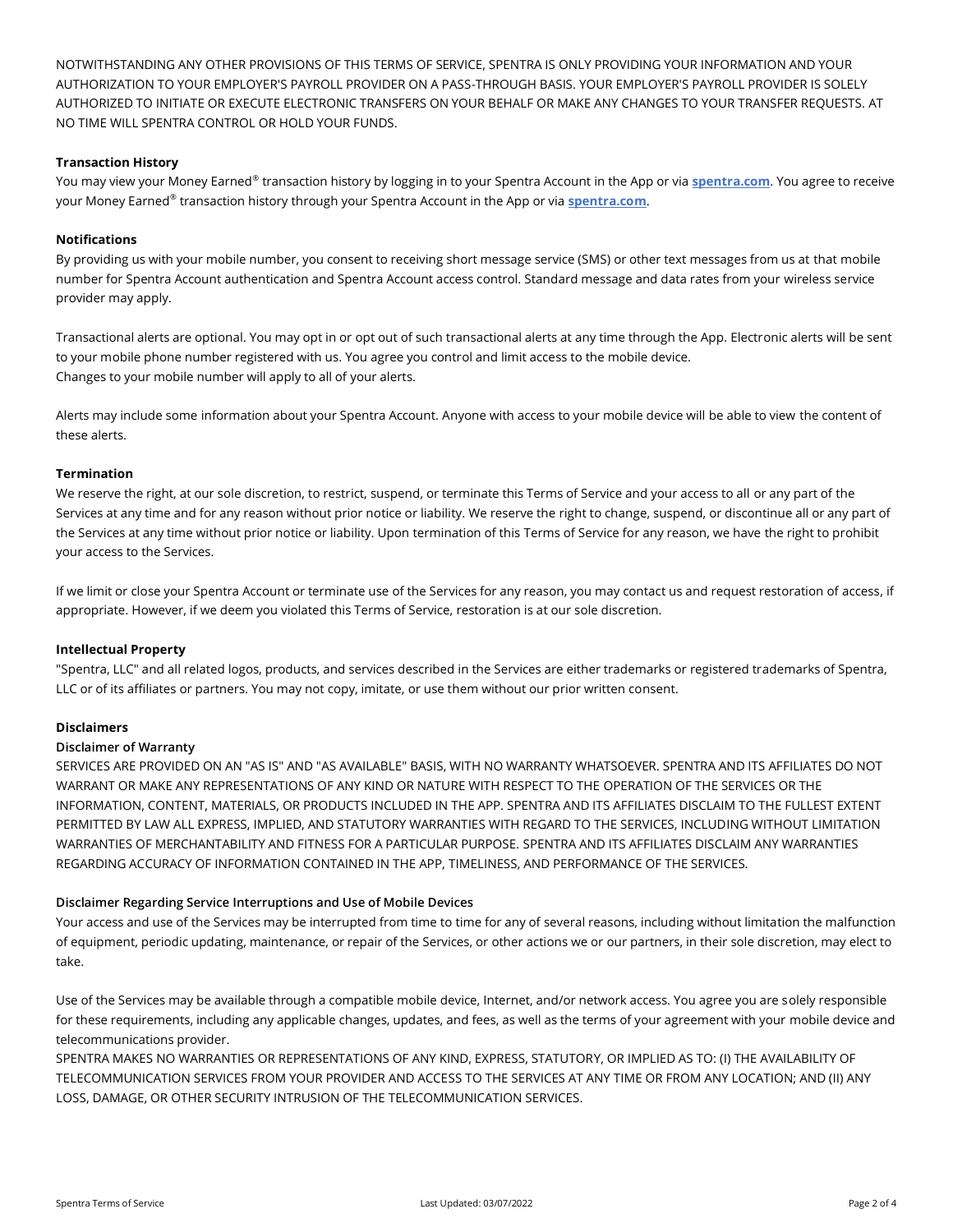NOTWITHSTANDING ANY OTHER PROVISIONS OF THIS TERMS OF SERVICE, SPENTRA IS ONLY PROVIDING YOUR INFORMATION AND YOUR AUTHORIZATION TO YOUR EMPLOYER'S PAYROLL PROVIDER ON A PASS-THROUGH BASIS. YOUR EMPLOYER'S PAYROLL PROVIDER IS SOLELY AUTHORIZED TO INITIATE OR EXECUTE ELECTRONIC TRANSFERS ON YOUR BEHALF OR MAKE ANY CHANGES TO YOUR TRANSFER REQUESTS. AT NO TIME WILL SPENTRA CONTROL OR HOLD YOUR FUNDS.

**Transaction History**

You may view your Money Earned® transaction history by logging in to your Spentra Account in the App or via **spentra.com**. You agree to receive your Money Earned® transaction history through your Spentra Account in the App or via **spentra.com**.

**Notifications**

By providing us with your mobile number, you consent to receiving short message service (SMS) or other text messages from us at that mobile number for Spentra Account authentication and Spentra Account access control. Standard message and data rates from your wireless service provider may apply.

Transactional alerts are optional. You may opt in or opt out of such transactional alerts at any time through the App. Electronic alerts will be sent to your mobile phone number registered with us. You agree you control and limit access to the mobile device.
Changes to your mobile number will apply to all of your alerts.

Alerts may include some information about your Spentra Account. Anyone with access to your mobile device will be able to view the content of these alerts.

**Termination**

We reserve the right, at our sole discretion, to restrict, suspend, or terminate this Terms of Service and your access to all or any part of the Services at any time and for any reason without prior notice or liability. We reserve the right to change, suspend, or discontinue all or any part of the Services at any time without prior notice or liability. Upon termination of this Terms of Service for any reason, we have the right to prohibit your access to the Services.

If we limit or close your Spentra Account or terminate use of the Services for any reason, you may contact us and request restoration of access, if appropriate. However, if we deem you violated this Terms of Service, restoration is at our sole discretion.

**Intellectual Property**

"Spentra, LLC" and all related logos, products, and services described in the Services are either trademarks or registered trademarks of Spentra, LLC or of its affiliates or partners. You may not copy, imitate, or use them without our prior written consent.

**Disclaimers**

**Disclaimer of Warranty**

SERVICES ARE PROVIDED ON AN "AS IS" AND "AS AVAILABLE" BASIS, WITH NO WARRANTY WHATSOEVER. SPENTRA AND ITS AFFILIATES DO NOT WARRANT OR MAKE ANY REPRESENTATIONS OF ANY KIND OR NATURE WITH RESPECT TO THE OPERATION OF THE SERVICES OR THE INFORMATION, CONTENT, MATERIALS, OR PRODUCTS INCLUDED IN THE APP. SPENTRA AND ITS AFFILIATES DISCLAIM TO THE FULLEST EXTENT PERMITTED BY LAW ALL EXPRESS, IMPLIED, AND STATUTORY WARRANTIES WITH REGARD TO THE SERVICES, INCLUDING WITHOUT LIMITATION WARRANTIES OF MERCHANTABILITY AND FITNESS FOR A PARTICULAR PURPOSE. SPENTRA AND ITS AFFILIATES DISCLAIM ANY WARRANTIES REGARDING ACCURACY OF INFORMATION CONTAINED IN THE APP, TIMELINESS, AND PERFORMANCE OF THE SERVICES.

**Disclaimer Regarding Service Interruptions and Use of Mobile Devices**

Your access and use of the Services may be interrupted from time to time for any of several reasons, including without limitation the malfunction of equipment, periodic updating, maintenance, or repair of the Services, or other actions we or our partners, in their sole discretion, may elect to take.

Use of the Services may be available through a compatible mobile device, Internet, and/or network access. You agree you are solely responsible for these requirements, including any applicable changes, updates, and fees, as well as the terms of your agreement with your mobile device and telecommunications provider.
SPENTRA MAKES NO WARRANTIES OR REPRESENTATIONS OF ANY KIND, EXPRESS, STATUTORY, OR IMPLIED AS TO: (I) THE AVAILABILITY OF TELECOMMUNICATION SERVICES FROM YOUR PROVIDER AND ACCESS TO THE SERVICES AT ANY TIME OR FROM ANY LOCATION; AND (II) ANY LOSS, DAMAGE, OR OTHER SECURITY INTRUSION OF THE TELECOMMUNICATION SERVICES.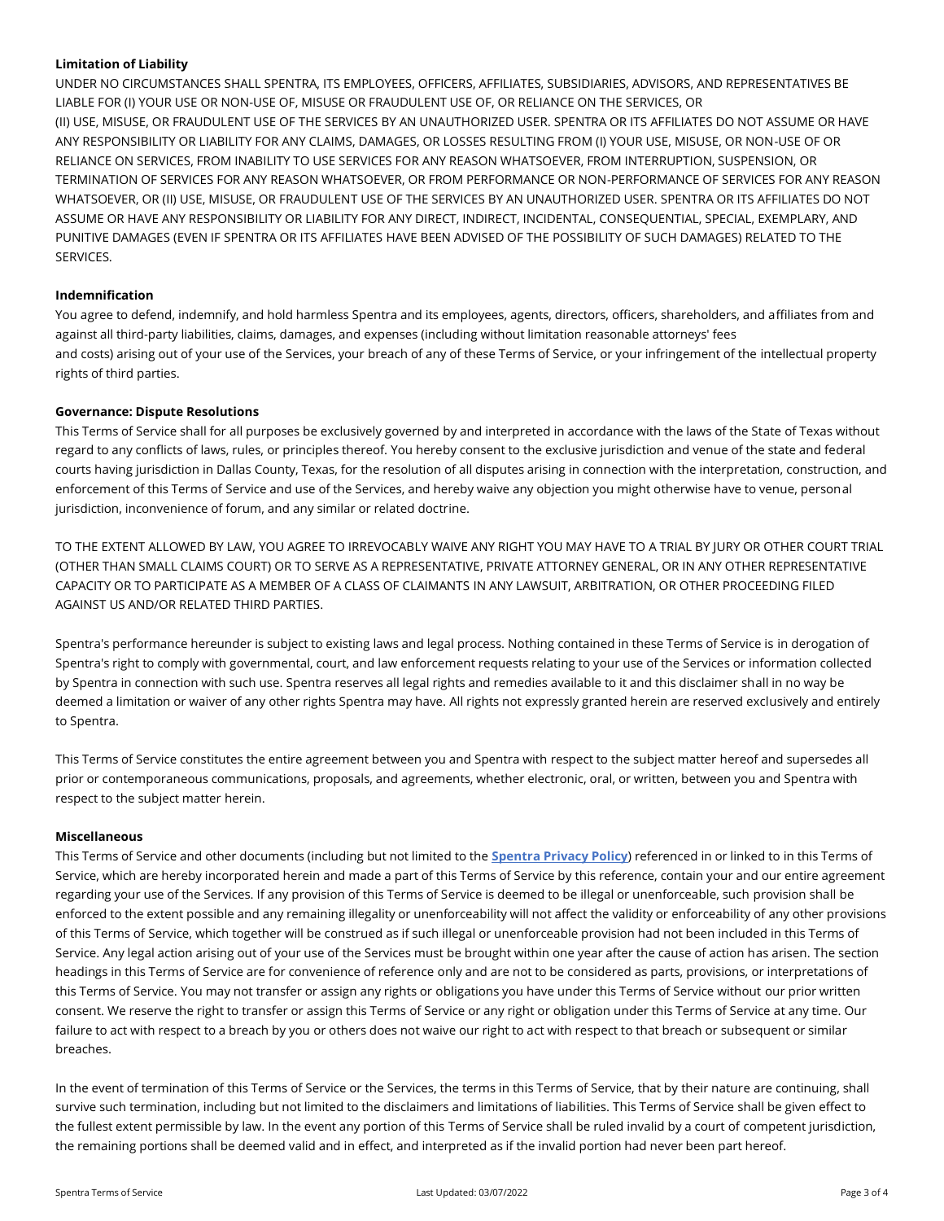**Limitation of Liability**

UNDER NO CIRCUMSTANCES SHALL SPENTRA, ITS EMPLOYEES, OFFICERS, AFFILIATES, SUBSIDIARIES, ADVISORS, AND REPRESENTATIVES BE LIABLE FOR (I) YOUR USE OR NON-USE OF, MISUSE OR FRAUDULENT USE OF, OR RELIANCE ON THE SERVICES, OR (II) USE, MISUSE, OR FRAUDULENT USE OF THE SERVICES BY AN UNAUTHORIZED USER. SPENTRA OR ITS AFFILIATES DO NOT ASSUME OR HAVE ANY RESPONSIBILITY OR LIABILITY FOR ANY CLAIMS, DAMAGES, OR LOSSES RESULTING FROM (I) YOUR USE, MISUSE, OR NON-USE OF OR RELIANCE ON SERVICES, FROM INABILITY TO USE SERVICES FOR ANY REASON WHATSOEVER, FROM INTERRUPTION, SUSPENSION, OR TERMINATION OF SERVICES FOR ANY REASON WHATSOEVER, OR FROM PERFORMANCE OR NON-PERFORMANCE OF SERVICES FOR ANY REASON WHATSOEVER, OR (II) USE, MISUSE, OR FRAUDULENT USE OF THE SERVICES BY AN UNAUTHORIZED USER. SPENTRA OR ITS AFFILIATES DO NOT ASSUME OR HAVE ANY RESPONSIBILITY OR LIABILITY FOR ANY DIRECT, INDIRECT, INCIDENTAL, CONSEQUENTIAL, SPECIAL, EXEMPLARY, AND PUNITIVE DAMAGES (EVEN IF SPENTRA OR ITS AFFILIATES HAVE BEEN ADVISED OF THE POSSIBILITY OF SUCH DAMAGES) RELATED TO THE SERVICES.

**Indemnification**

You agree to defend, indemnify, and hold harmless Spentra and its employees, agents, directors, officers, shareholders, and affiliates from and against all third-party liabilities, claims, damages, and expenses (including without limitation reasonable attorneys' fees and costs) arising out of your use of the Services, your breach of any of these Terms of Service, or your infringement of the intellectual property rights of third parties.

**Governance: Dispute Resolutions**

This Terms of Service shall for all purposes be exclusively governed by and interpreted in accordance with the laws of the State of Texas without regard to any conflicts of laws, rules, or principles thereof. You hereby consent to the exclusive jurisdiction and venue of the state and federal courts having jurisdiction in Dallas County, Texas, for the resolution of all disputes arising in connection with the interpretation, construction, and enforcement of this Terms of Service and use of the Services, and hereby waive any objection you might otherwise have to venue, personal jurisdiction, inconvenience of forum, and any similar or related doctrine.

TO THE EXTENT ALLOWED BY LAW, YOU AGREE TO IRREVOCABLY WAIVE ANY RIGHT YOU MAY HAVE TO A TRIAL BY JURY OR OTHER COURT TRIAL (OTHER THAN SMALL CLAIMS COURT) OR TO SERVE AS A REPRESENTATIVE, PRIVATE ATTORNEY GENERAL, OR IN ANY OTHER REPRESENTATIVE CAPACITY OR TO PARTICIPATE AS A MEMBER OF A CLASS OF CLAIMANTS IN ANY LAWSUIT, ARBITRATION, OR OTHER PROCEEDING FILED AGAINST US AND/OR RELATED THIRD PARTIES.

Spentra's performance hereunder is subject to existing laws and legal process. Nothing contained in these Terms of Service is in derogation of Spentra's right to comply with governmental, court, and law enforcement requests relating to your use of the Services or information collected by Spentra in connection with such use. Spentra reserves all legal rights and remedies available to it and this disclaimer shall in no way be deemed a limitation or waiver of any other rights Spentra may have. All rights not expressly granted herein are reserved exclusively and entirely to Spentra.

This Terms of Service constitutes the entire agreement between you and Spentra with respect to the subject matter hereof and supersedes all prior or contemporaneous communications, proposals, and agreements, whether electronic, oral, or written, between you and Spentra with respect to the subject matter herein.

**Miscellaneous**

This Terms of Service and other documents (including but not limited to the **Spentra Privacy Policy**) referenced in or linked to in this Terms of Service, which are hereby incorporated herein and made a part of this Terms of Service by this reference, contain your and our entire agreement regarding your use of the Services. If any provision of this Terms of Service is deemed to be illegal or unenforceable, such provision shall be enforced to the extent possible and any remaining illegality or unenforceability will not affect the validity or enforceability of any other provisions of this Terms of Service, which together will be construed as if such illegal or unenforceable provision had not been included in this Terms of Service. Any legal action arising out of your use of the Services must be brought within one year after the cause of action has arisen. The section headings in this Terms of Service are for convenience of reference only and are not to be considered as parts, provisions, or interpretations of this Terms of Service. You may not transfer or assign any rights or obligations you have under this Terms of Service without our prior written consent. We reserve the right to transfer or assign this Terms of Service or any right or obligation under this Terms of Service at any time. Our failure to act with respect to a breach by you or others does not waive our right to act with respect to that breach or subsequent or similar breaches.

In the event of termination of this Terms of Service or the Services, the terms in this Terms of Service, that by their nature are continuing, shall survive such termination, including but not limited to the disclaimers and limitations of liabilities. This Terms of Service shall be given effect to the fullest extent permissible by law. In the event any portion of this Terms of Service shall be ruled invalid by a court of competent jurisdiction, the remaining portions shall be deemed valid and in effect, and interpreted as if the invalid portion had never been part hereof.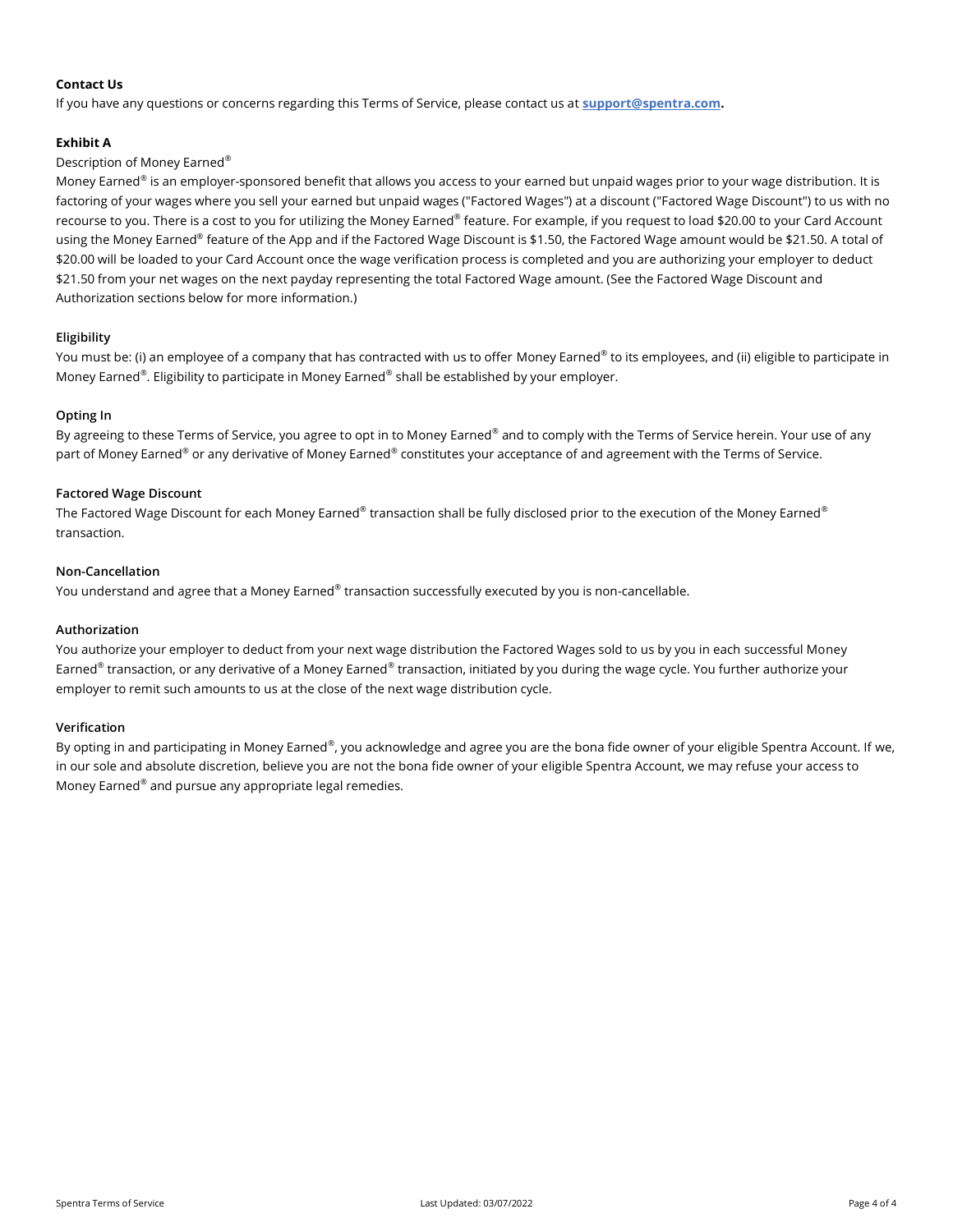**Contact Us**

If you have any questions or concerns regarding this Terms of Service, please contact us at **support@spentra.com.**

**Exhibit A**

Description of Money Earned®

Money Earned® is an employer-sponsored benefit that allows you access to your earned but unpaid wages prior to your wage distribution. It is factoring of your wages where you sell your earned but unpaid wages ("Factored Wages") at a discount ("Factored Wage Discount") to us with no recourse to you. There is a cost to you for utilizing the Money Earned® feature. For example, if you request to load $20.00 to your Card Account using the Money Earned® feature of the App and if the Factored Wage Discount is $1.50, the Factored Wage amount would be $21.50. A total of $20.00 will be loaded to your Card Account once the wage verification process is completed and you are authorizing your employer to deduct $21.50 from your net wages on the next payday representing the total Factored Wage amount. (See the Factored Wage Discount and Authorization sections below for more information.)

**Eligibility**

You must be: (i) an employee of a company that has contracted with us to offer Money Earned® to its employees, and (ii) eligible to participate in Money Earned®. Eligibility to participate in Money Earned® shall be established by your employer.

**Opting In**

By agreeing to these Terms of Service, you agree to opt in to Money Earned® and to comply with the Terms of Service herein. Your use of any part of Money Earned® or any derivative of Money Earned® constitutes your acceptance of and agreement with the Terms of Service.

**Factored Wage Discount**

The Factored Wage Discount for each Money Earned® transaction shall be fully disclosed prior to the execution of the Money Earned® transaction.

**Non-Cancellation**

You understand and agree that a Money Earned® transaction successfully executed by you is non-cancellable.

**Authorization**

You authorize your employer to deduct from your next wage distribution the Factored Wages sold to us by you in each successful Money Earned® transaction, or any derivative of a Money Earned® transaction, initiated by you during the wage cycle. You further authorize your employer to remit such amounts to us at the close of the next wage distribution cycle.

**Verification**

By opting in and participating in Money Earned®, you acknowledge and agree you are the bona fide owner of your eligible Spentra Account. If we, in our sole and absolute discretion, believe you are not the bona fide owner of your eligible Spentra Account, we may refuse your access to Money Earned® and pursue any appropriate legal remedies.